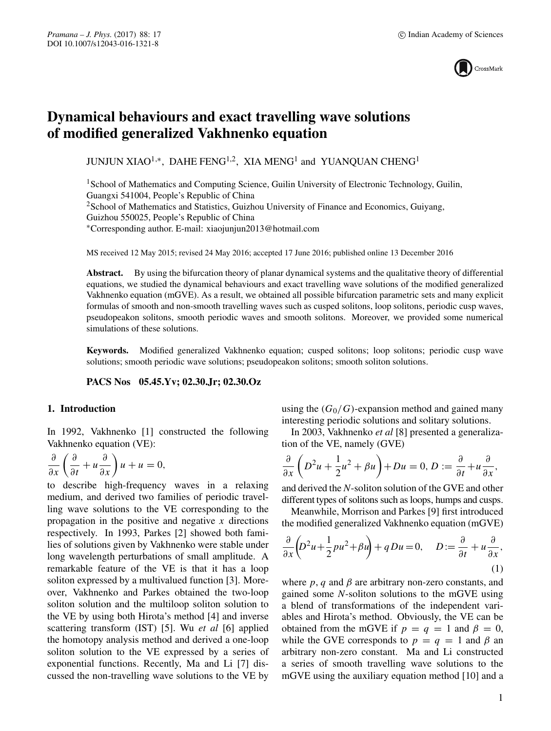# Dynamical behaviours and exact travelling wave solutions of modified generalized Vakhnenko equation

JUNJUN XIAO[1,*], DAHE FENG[1,2], XIA MENG[1] and YUANQUAN CHENG[1]

[1]School of Mathematics and Computing Science, Guilin University of Electronic Technology, Guilin, Guangxi 541004, People's Republic of China

[2]School of Mathematics and Statistics, Guizhou University of Finance and Economics, Guiyang, Guizhou 550025, People's Republic of China

*Corresponding author. E-mail: xiaojunjun2013@hotmail.com

MS received 12 May 2015; revised 24 May 2016; accepted 17 June 2016; published online 13 December 2016

**Abstract.** By using the bifurcation theory of planar dynamical systems and the qualitative theory of differential equations, we studied the dynamical behaviours and exact travelling wave solutions of the modified generalized Vakhnenko equation (mGVE). As a result, we obtained all possible bifurcation parametric sets and many explicit formulas of smooth and non-smooth travelling waves such as cusped solitons, loop solitons, periodic cusp waves, pseudopeakon solitons, smooth periodic waves and smooth solitons. Moreover, we provided some numerical simulations of these solutions.

**Keywords.** Modified generalized Vakhnenko equation; cusped solitons; loop solitons; periodic cusp wave solutions; smooth periodic wave solutions; pseudopeakon solitons; smooth soliton solutions.

**PACS Nos** 05.45.Yv; 02.30.Jr; 02.30.Oz

## 1. Introduction

In 1992, Vakhnenko [1] constructed the following Vakhnenko equation (VE):

$$\frac{\partial}{\partial x}\left(\frac{\partial}{\partial t}+u\frac{\partial}{\partial x}\right)u+u=0,$$

to describe high-frequency waves in a relaxing medium, and derived two families of periodic travelling wave solutions to the VE corresponding to the propagation in the positive and negative $x$ directions respectively. In 1993, Parkes [2] showed both families of solutions given by Vakhnenko were stable under long wavelength perturbations of small amplitude. A remarkable feature of the VE is that it has a loop soliton expressed by a multivalued function [3]. Moreover, Vakhnenko and Parkes obtained the two-loop soliton solution and the multiloop soliton solution to the VE by using both Hirota's method [4] and inverse scattering transform (IST) [5]. Wu *et al* [6] applied the homotopy analysis method and derived a one-loop soliton solution to the VE expressed by a series of exponential functions. Recently, Ma and Li [7] discussed the non-travelling wave solutions to the VE by using the $(G_0/G)$-expansion method and gained many interesting periodic solutions and solitary solutions.

In 2003, Vakhnenko *et al* [8] presented a generalization of the VE, namely (GVE)

$$\frac{\partial}{\partial x}\left(D^2u+\frac{1}{2}u^2+\beta u\right)+Du=0,\ D:=\frac{\partial}{\partial t}+u\frac{\partial}{\partial x},$$

and derived the $N$-soliton solution of the GVE and other different types of solitons such as loops, humps and cusps.

Meanwhile, Morrison and Parkes [9] first introduced the modified generalized Vakhnenko equation (mGVE)

$$\frac{\partial}{\partial x}\left(D^2u+\frac{1}{2}pu^2+\beta u\right)+qDu=0,\quad D:=\frac{\partial}{\partial t}+u\frac{\partial}{\partial x},\tag{1}$$

where $p$, $q$ and $\beta$ are arbitrary non-zero constants, and gained some $N$-soliton solutions to the mGVE using a blend of transformations of the independent variables and Hirota's method. Obviously, the VE can be obtained from the mGVE if $p=q=1$ and $\beta=0$, while the GVE corresponds to $p=q=1$ and $\beta$ an arbitrary non-zero constant. Ma and Li constructed a series of smooth travelling wave solutions to the mGVE using the auxiliary equation method [10] and a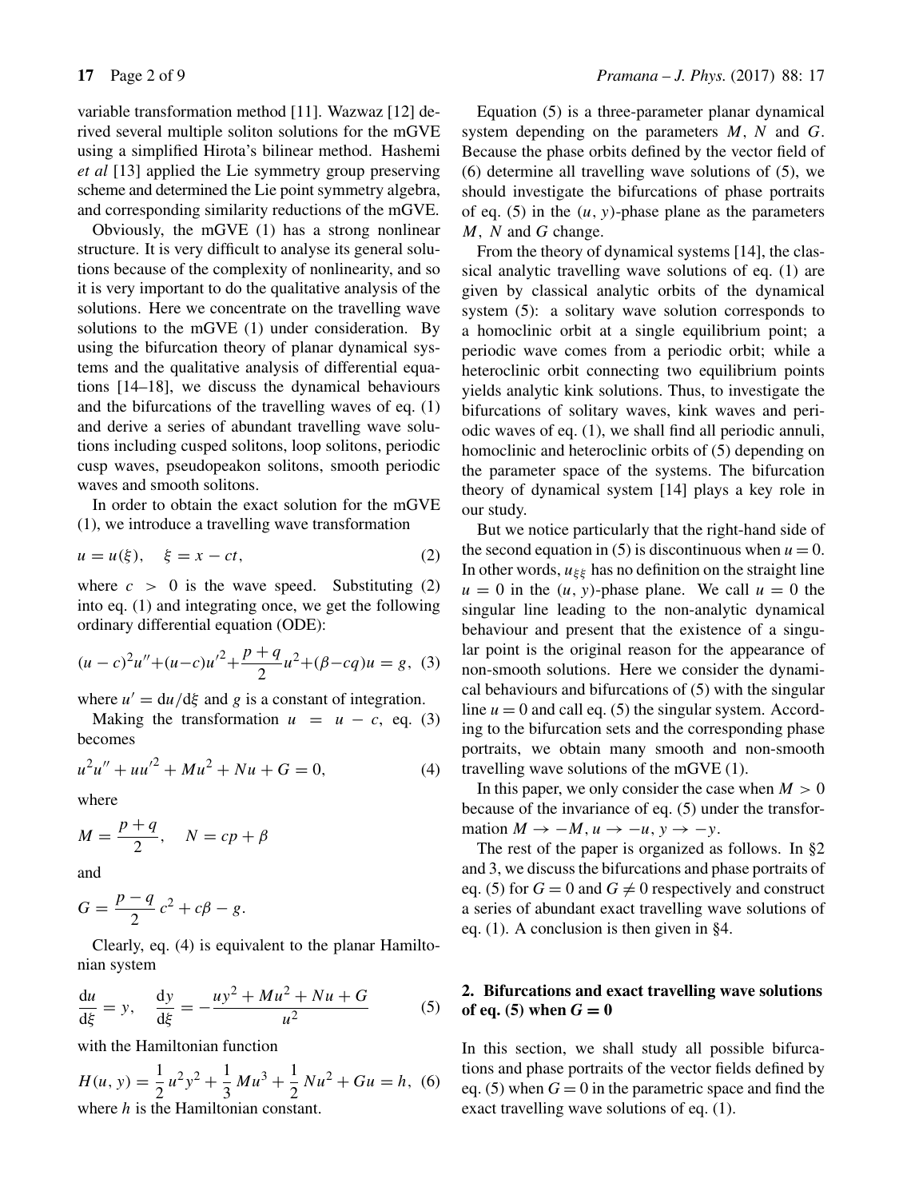variable transformation method [11]. Wazwaz [12] derived several multiple soliton solutions for the mGVE using a simplified Hirota's bilinear method. Hashemi *et al* [13] applied the Lie symmetry group preserving scheme and determined the Lie point symmetry algebra, and corresponding similarity reductions of the mGVE.

Obviously, the mGVE (1) has a strong nonlinear structure. It is very difficult to analyse its general solutions because of the complexity of nonlinearity, and so it is very important to do the qualitative analysis of the solutions. Here we concentrate on the travelling wave solutions to the mGVE (1) under consideration. By using the bifurcation theory of planar dynamical systems and the qualitative analysis of differential equations [14–18], we discuss the dynamical behaviours and the bifurcations of the travelling waves of eq. (1) and derive a series of abundant travelling wave solutions including cusped solitons, loop solitons, periodic cusp waves, pseudopeakon solitons, smooth periodic waves and smooth solitons.

In order to obtain the exact solution for the mGVE (1), we introduce a travelling wave transformation

$$u = u(\xi), \quad \xi = x - ct, \tag{2}$$

where $c > 0$ is the wave speed. Substituting (2) into eq. (1) and integrating once, we get the following ordinary differential equation (ODE):

$$(u-c)^2 u'' + (u-c)u'^2 + \frac{p+q}{2}u^2 + (\beta - cq)u = g, \tag{3}$$

where $u' = \mathrm{d}u/\mathrm{d}\xi$ and $g$ is a constant of integration.

Making the transformation $u = u - c$, eq. (3) becomes

$$u^2 u'' + uu'^2 + Mu^2 + Nu + G = 0, \tag{4}$$

where

$$M = \frac{p+q}{2}, \quad N = cp + \beta$$

and

$$G = \frac{p-q}{2}c^2 + c\beta - g.$$

Clearly, eq. (4) is equivalent to the planar Hamiltonian system

$$\frac{\mathrm{d}u}{\mathrm{d}\xi} = y, \quad \frac{\mathrm{d}y}{\mathrm{d}\xi} = -\frac{uy^2 + Mu^2 + Nu + G}{u^2} \tag{5}$$

with the Hamiltonian function

$$H(u, y) = \frac{1}{2}u^2 y^2 + \frac{1}{3}Mu^3 + \frac{1}{2}Nu^2 + Gu = h, \tag{6}$$

where $h$ is the Hamiltonian constant.

Equation (5) is a three-parameter planar dynamical system depending on the parameters $M$, $N$ and $G$. Because the phase orbits defined by the vector field of (6) determine all travelling wave solutions of (5), we should investigate the bifurcations of phase portraits of eq. (5) in the $(u, y)$-phase plane as the parameters $M$, $N$ and $G$ change.

From the theory of dynamical systems [14], the classical analytic travelling wave solutions of eq. (1) are given by classical analytic orbits of the dynamical system (5): a solitary wave solution corresponds to a homoclinic orbit at a single equilibrium point; a periodic wave comes from a periodic orbit; while a heteroclinic orbit connecting two equilibrium points yields analytic kink solutions. Thus, to investigate the bifurcations of solitary waves, kink waves and periodic waves of eq. (1), we shall find all periodic annuli, homoclinic and heteroclinic orbits of (5) depending on the parameter space of the systems. The bifurcation theory of dynamical system [14] plays a key role in our study.

But we notice particularly that the right-hand side of the second equation in (5) is discontinuous when $u = 0$. In other words, $u_{\xi\xi}$ has no definition on the straight line $u = 0$ in the $(u, y)$-phase plane. We call $u = 0$ the singular line leading to the non-analytic dynamical behaviour and present that the existence of a singular point is the original reason for the appearance of non-smooth solutions. Here we consider the dynamical behaviours and bifurcations of (5) with the singular line $u = 0$ and call eq. (5) the singular system. According to the bifurcation sets and the corresponding phase portraits, we obtain many smooth and non-smooth travelling wave solutions of the mGVE (1).

In this paper, we only consider the case when $M > 0$ because of the invariance of eq. (5) under the transformation $M \to -M, u \to -u, y \to -y$.

The rest of the paper is organized as follows. In §2 and 3, we discuss the bifurcations and phase portraits of eq. (5) for $G = 0$ and $G \neq 0$ respectively and construct a series of abundant exact travelling wave solutions of eq. (1). A conclusion is then given in §4.

## 2. Bifurcations and exact travelling wave solutions of eq. (5) when $G = 0$

In this section, we shall study all possible bifurcations and phase portraits of the vector fields defined by eq. (5) when $G = 0$ in the parametric space and find the exact travelling wave solutions of eq. (1).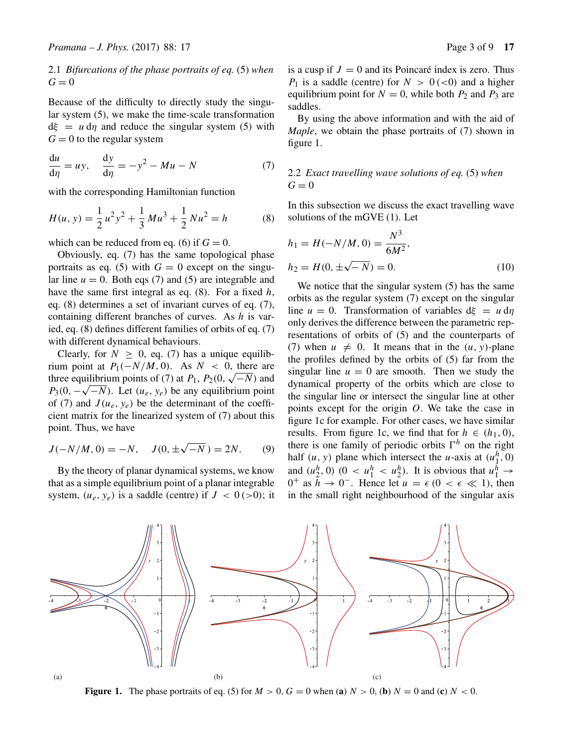### 2.1 *Bifurcations of the phase portraits of eq.* (5) *when* $G = 0$

Because of the difficulty to directly study the singular system (5), we make the time-scale transformation $\mathrm{d}\xi = u\,\mathrm{d}\eta$ and reduce the singular system (5) with $G = 0$ to the regular system

$$\frac{\mathrm{d}u}{\mathrm{d}\eta} = uy, \quad \frac{\mathrm{d}y}{\mathrm{d}\eta} = -y^2 - Mu - N \tag{7}$$

with the corresponding Hamiltonian function

$$H(u, y) = \frac{1}{2}u^2y^2 + \frac{1}{3}Mu^3 + \frac{1}{2}Nu^2 = h \tag{8}$$

which can be reduced from eq. (6) if $G = 0$.

Obviously, eq. (7) has the same topological phase portraits as eq. (5) with $G = 0$ except on the singular line $u = 0$. Both eqs (7) and (5) are integrable and have the same first integral as eq. (8). For a fixed $h$, eq. (8) determines a set of invariant curves of eq. (7), containing different branches of curves. As $h$ is varied, eq. (8) defines different families of orbits of eq. (7) with different dynamical behaviours.

Clearly, for $N \geq 0$, eq. (7) has a unique equilibrium point at $P_1(-N/M, 0)$. As $N < 0$, there are three equilibrium points of (7) at $P_1$, $P_2(0, \sqrt{-N})$ and $P_3(0, -\sqrt{-N})$. Let $(u_e, y_e)$ be any equilibrium point of (7) and $J(u_e, y_e)$ be the determinant of the coefficient matrix for the linearized system of (7) about this point. Thus, we have

$$J(-N/M, 0) = -N, \quad J(0, \pm\sqrt{-N}) = 2N. \tag{9}$$

By the theory of planar dynamical systems, we know that as a simple equilibrium point of a planar integrable system, $(u_e, y_e)$ is a saddle (centre) if $J < 0\,(>0)$; it is a cusp if $J = 0$ and its Poincaré index is zero. Thus $P_1$ is a saddle (centre) for $N > 0\,(<0)$ and a higher equilibrium point for $N = 0$, while both $P_2$ and $P_3$ are saddles.

By using the above information and with the aid of *Maple*, we obtain the phase portraits of (7) shown in figure 1.

### 2.2 *Exact travelling wave solutions of eq.* (5) *when* $G = 0$

In this subsection we discuss the exact travelling wave solutions of the mGVE (1). Let

$$h_1 = H(-N/M, 0) = \frac{N^3}{6M^2},$$
$$h_2 = H(0, \pm\sqrt{-N}) = 0. \tag{10}$$

We notice that the singular system (5) has the same orbits as the regular system (7) except on the singular line $u = 0$. Transformation of variables $\mathrm{d}\xi = u\,\mathrm{d}\eta$ only derives the difference between the parametric representations of orbits of (5) and the counterparts of (7) when $u \neq 0$. It means that in the $(u, y)$-plane the profiles defined by the orbits of (5) far from the singular line $u = 0$ are smooth. Then we study the dynamical property of the orbits which are close to the singular line or intersect the singular line at other points except for the origin $O$. We take the case in figure 1c for example. For other cases, we have similar results. From figure 1c, we find that for $h \in (h_1, 0)$, there is one family of periodic orbits $\Gamma^h$ on the right half $(u, y)$ plane which intersect the $u$-axis at $(u_1^h, 0)$ and $(u_2^h, 0)$ $(0 < u_1^h < u_2^h)$. It is obvious that $u_1^h \to 0^+$ as $h \to 0^-$. Hence let $u = \epsilon$ $(0 < \epsilon \ll 1)$, then in the small right neighbourhood of the singular axis

**Figure 1.** The phase portraits of eq. (5) for $M > 0$, $G = 0$ when (**a**) $N > 0$, (**b**) $N = 0$ and (**c**) $N < 0$.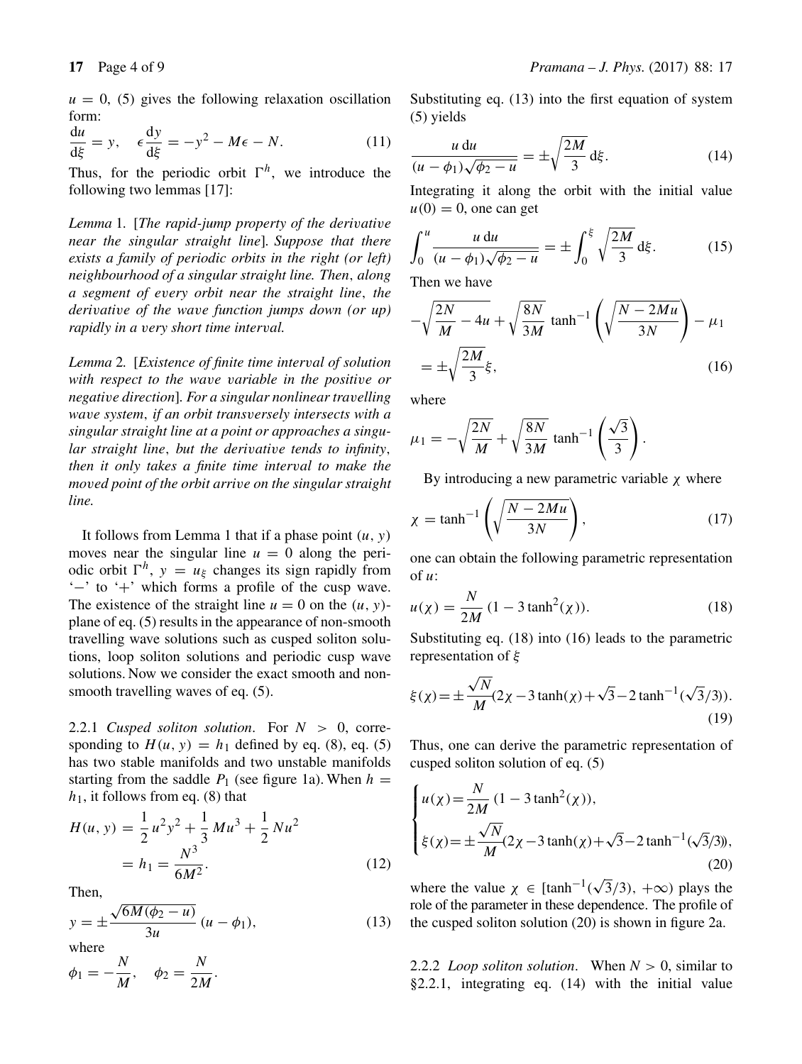$u = 0$, (5) gives the following relaxation oscillation form:

$$\frac{\mathrm{d}u}{\mathrm{d}\xi} = y, \quad \epsilon\frac{\mathrm{d}y}{\mathrm{d}\xi} = -y^2 - M\epsilon - N. \tag{11}$$

Thus, for the periodic orbit $\Gamma^h$, we introduce the following two lemmas [17]:

*Lemma* 1. [*The rapid-jump property of the derivative near the singular straight line*]. *Suppose that there exists a family of periodic orbits in the right (or left) neighbourhood of a singular straight line. Then, along a segment of every orbit near the straight line, the derivative of the wave function jumps down (or up) rapidly in a very short time interval.*

*Lemma* 2. [*Existence of finite time interval of solution with respect to the wave variable in the positive or negative direction*]. *For a singular nonlinear travelling wave system, if an orbit transversely intersects with a singular straight line at a point or approaches a singular straight line, but the derivative tends to infinity, then it only takes a finite time interval to make the moved point of the orbit arrive on the singular straight line.*

It follows from Lemma 1 that if a phase point $(u, y)$ moves near the singular line $u = 0$ along the periodic orbit $\Gamma^h$, $y = u_\xi$ changes its sign rapidly from '−' to '+' which forms a profile of the cusp wave. The existence of the straight line $u = 0$ on the $(u, y)$-plane of eq. (5) results in the appearance of non-smooth travelling wave solutions such as cusped soliton solutions, loop soliton solutions and periodic cusp wave solutions. Now we consider the exact smooth and non-smooth travelling waves of eq. (5).

2.2.1 *Cusped soliton solution*. For $N > 0$, corresponding to $H(u, y) = h_1$ defined by eq. (8), eq. (5) has two stable manifolds and two unstable manifolds starting from the saddle $P_1$ (see figure 1a). When $h = h_1$, it follows from eq. (8) that

$$H(u, y) = \frac{1}{2}u^2y^2 + \frac{1}{3}Mu^3 + \frac{1}{2}Nu^2 = h_1 = \frac{N^3}{6M^2}. \tag{12}$$

Then,

$$y = \pm\frac{\sqrt{6M(\phi_2 - u)}}{3u}(u - \phi_1), \tag{13}$$

where

$$\phi_1 = -\frac{N}{M}, \quad \phi_2 = \frac{N}{2M}.$$

Substituting eq. (13) into the first equation of system (5) yields

$$\frac{u\,\mathrm{d}u}{(u - \phi_1)\sqrt{\phi_2 - u}} = \pm\sqrt{\frac{2M}{3}}\,\mathrm{d}\xi. \tag{14}$$

Integrating it along the orbit with the initial value $u(0) = 0$, one can get

$$\int_0^u \frac{u\,\mathrm{d}u}{(u - \phi_1)\sqrt{\phi_2 - u}} = \pm\int_0^\xi \sqrt{\frac{2M}{3}}\,\mathrm{d}\xi. \tag{15}$$

Then we have

$$-\sqrt{\frac{2N}{M} - 4u} + \sqrt{\frac{8N}{3M}}\tanh^{-1}\left(\sqrt{\frac{N - 2Mu}{3N}}\right) - \mu_1 = \pm\sqrt{\frac{2M}{3}}\xi, \tag{16}$$

where

$$\mu_1 = -\sqrt{\frac{2N}{M}} + \sqrt{\frac{8N}{3M}}\tanh^{-1}\left(\frac{\sqrt{3}}{3}\right).$$

By introducing a new parametric variable $\chi$ where

$$\chi = \tanh^{-1}\left(\sqrt{\frac{N - 2Mu}{3N}}\right), \tag{17}$$

one can obtain the following parametric representation of $u$:

$$u(\chi) = \frac{N}{2M}(1 - 3\tanh^2(\chi)). \tag{18}$$

Substituting eq. (18) into (16) leads to the parametric representation of $\xi$

$$\xi(\chi) = \pm\frac{\sqrt{N}}{M}(2\chi - 3\tanh(\chi) + \sqrt{3} - 2\tanh^{-1}(\sqrt{3}/3)). \tag{19}$$

Thus, one can derive the parametric representation of cusped soliton solution of eq. (5)

$$\begin{cases} u(\chi) = \dfrac{N}{2M}(1 - 3\tanh^2(\chi)), \\ \xi(\chi) = \pm\dfrac{\sqrt{N}}{M}(2\chi - 3\tanh(\chi) + \sqrt{3} - 2\tanh^{-1}(\sqrt{3}/3)), \end{cases} \tag{20}$$

where the value $\chi \in [\tanh^{-1}(\sqrt{3}/3), +\infty)$ plays the role of the parameter in these dependence. The profile of the cusped soliton solution (20) is shown in figure 2a.

2.2.2 *Loop soliton solution*. When $N > 0$, similar to §2.2.1, integrating eq. (14) with the initial value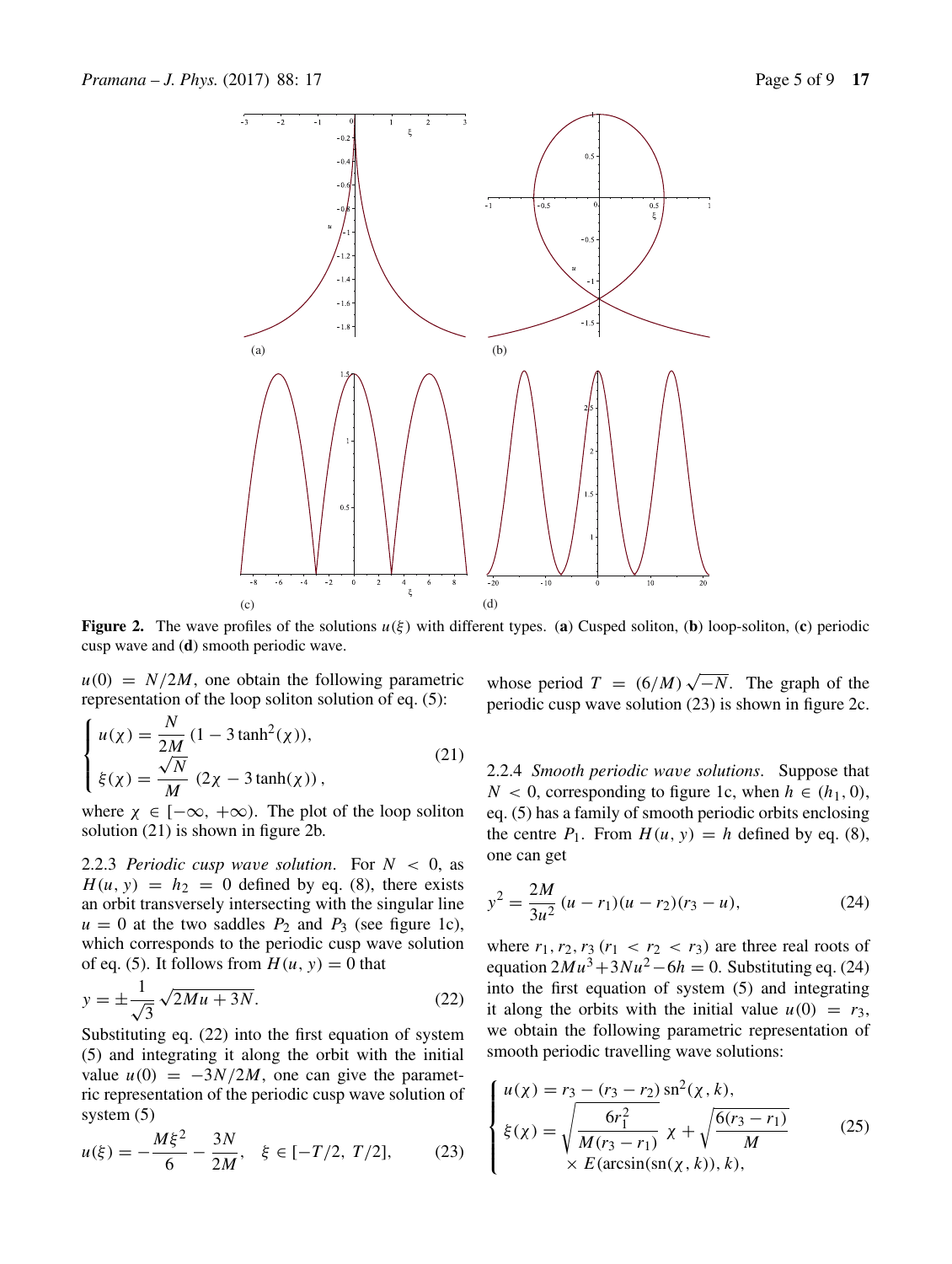**Figure 2.** The wave profiles of the solutions $u(\xi)$ with different types. (**a**) Cusped soliton, (**b**) loop-soliton, (**c**) periodic cusp wave and (**d**) smooth periodic wave.

$u(0) = N/2M$, one obtain the following parametric representation of the loop soliton solution of eq. (5):

$$\begin{cases} u(\chi) = \dfrac{N}{2M}\,(1 - 3\tanh^2(\chi)), \\ \xi(\chi) = \dfrac{\sqrt{N}}{M}\,(2\chi - 3\tanh(\chi))\,, \end{cases} \tag{21}$$

where $\chi \in [-\infty, +\infty)$. The plot of the loop soliton solution (21) is shown in figure 2b.

2.2.3 *Periodic cusp wave solution*. For $N < 0$, as $H(u, y) = h_2 = 0$ defined by eq. (8), there exists an orbit transversely intersecting with the singular line $u = 0$ at the two saddles $P_2$ and $P_3$ (see figure 1c), which corresponds to the periodic cusp wave solution of eq. (5). It follows from $H(u, y) = 0$ that

$$y = \pm\frac{1}{\sqrt{3}}\sqrt{2Mu + 3N}. \tag{22}$$

Substituting eq. (22) into the first equation of system (5) and integrating it along the orbit with the initial value $u(0) = -3N/2M$, one can give the parametric representation of the periodic cusp wave solution of system (5)

$$u(\xi) = -\frac{M\xi^2}{6} - \frac{3N}{2M}, \quad \xi \in [-T/2, T/2], \tag{23}$$

whose period $T = (6/M)\sqrt{-N}$. The graph of the periodic cusp wave solution (23) is shown in figure 2c.

2.2.4 *Smooth periodic wave solutions*. Suppose that $N < 0$, corresponding to figure 1c, when $h \in (h_1, 0)$, eq. (5) has a family of smooth periodic orbits enclosing the centre $P_1$. From $H(u, y) = h$ defined by eq. (8), one can get

$$y^2 = \frac{2M}{3u^2}\,(u - r_1)(u - r_2)(r_3 - u), \tag{24}$$

where $r_1, r_2, r_3$ ($r_1 < r_2 < r_3$) are three real roots of equation $2Mu^3 + 3Nu^2 - 6h = 0$. Substituting eq. (24) into the first equation of system (5) and integrating it along the orbits with the initial value $u(0) = r_3$, we obtain the following parametric representation of smooth periodic travelling wave solutions:

$$\begin{cases} u(\chi) = r_3 - (r_3 - r_2)\,\mathrm{sn}^2(\chi, k), \\ \xi(\chi) = \sqrt{\dfrac{6r_1^2}{M(r_3 - r_1)}}\;\chi + \sqrt{\dfrac{6(r_3 - r_1)}{M}} \\ \qquad \times E(\arcsin(\mathrm{sn}(\chi, k)), k), \end{cases} \tag{25}$$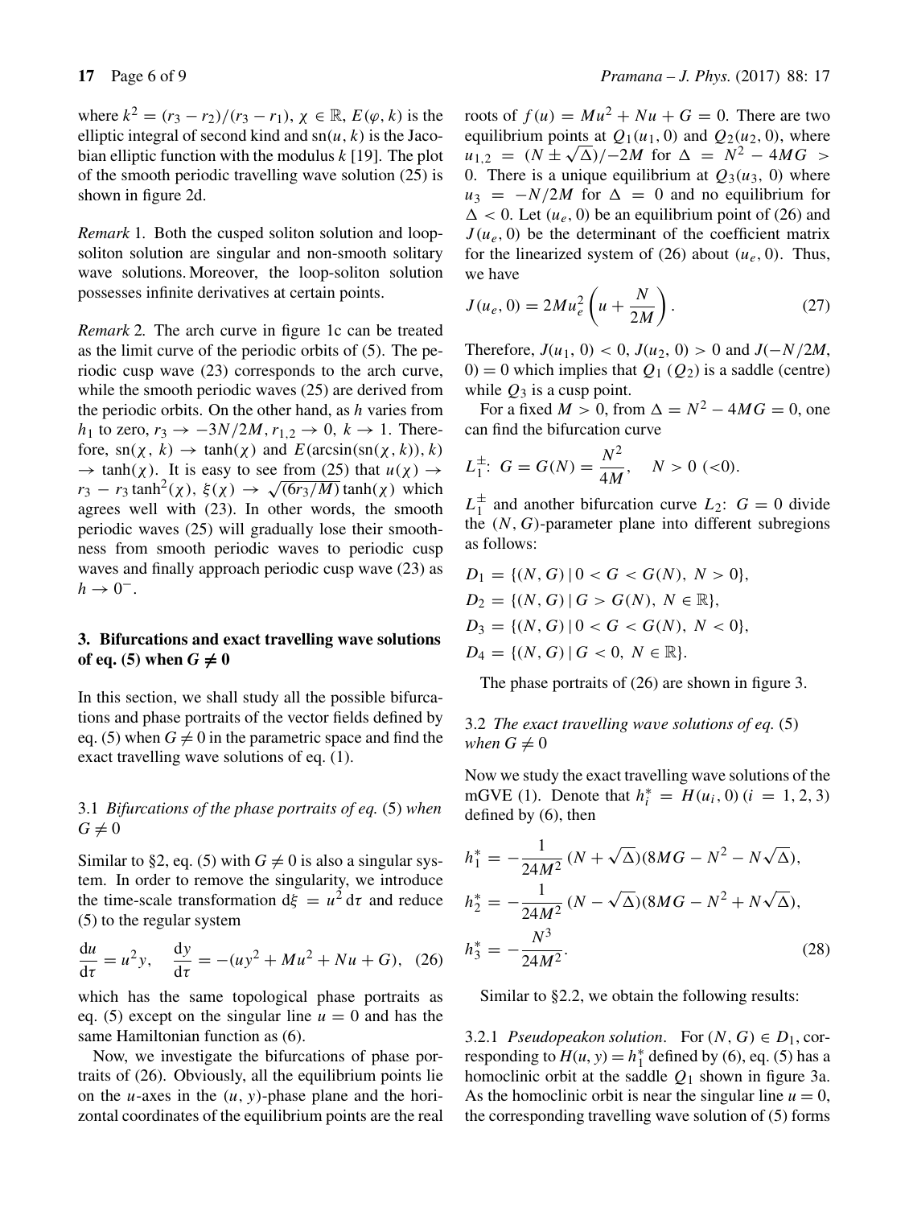where $k^2 = (r_3 - r_2)/(r_3 - r_1)$, $\chi \in \mathbb{R}$, $E(\varphi, k)$ is the elliptic integral of second kind and $\mathrm{sn}(u, k)$ is the Jacobian elliptic function with the modulus $k$ [19]. The plot of the smooth periodic travelling wave solution (25) is shown in figure 2d.

*Remark* 1. Both the cusped soliton solution and loop-soliton solution are singular and non-smooth solitary wave solutions. Moreover, the loop-soliton solution possesses infinite derivatives at certain points.

*Remark* 2. The arch curve in figure 1c can be treated as the limit curve of the periodic orbits of (5). The periodic cusp wave (23) corresponds to the arch curve, while the smooth periodic waves (25) are derived from the periodic orbits. On the other hand, as $h$ varies from $h_1$ to zero, $r_3 \to -3N/2M$, $r_{1,2} \to 0$, $k \to 1$. Therefore, $\mathrm{sn}(\chi, k) \to \tanh(\chi)$ and $E(\arcsin(\mathrm{sn}(\chi, k)), k) \to \tanh(\chi)$. It is easy to see from (25) that $u(\chi) \to r_3 - r_3 \tanh^2(\chi)$, $\xi(\chi) \to \sqrt{(6r_3/M)}\tanh(\chi)$ which agrees well with (23). In other words, the smooth periodic waves (25) will gradually lose their smoothness from smooth periodic waves to periodic cusp waves and finally approach periodic cusp wave (23) as $h \to 0^-$.

## 3. Bifurcations and exact travelling wave solutions of eq. (5) when $G \neq 0$

In this section, we shall study all the possible bifurcations and phase portraits of the vector fields defined by eq. (5) when $G \neq 0$ in the parametric space and find the exact travelling wave solutions of eq. (1).

### 3.1 *Bifurcations of the phase portraits of eq.* (5) *when* $G \neq 0$

Similar to §2, eq. (5) with $G \neq 0$ is also a singular system. In order to remove the singularity, we introduce the time-scale transformation $\mathrm{d}\xi = u^2\,\mathrm{d}\tau$ and reduce (5) to the regular system

$$\frac{\mathrm{d}u}{\mathrm{d}\tau} = u^2 y, \quad \frac{\mathrm{d}y}{\mathrm{d}\tau} = -(uy^2 + Mu^2 + Nu + G), \quad (26)$$

which has the same topological phase portraits as eq. (5) except on the singular line $u = 0$ and has the same Hamiltonian function as (6).

Now, we investigate the bifurcations of phase portraits of (26). Obviously, all the equilibrium points lie on the $u$-axes in the $(u, y)$-phase plane and the horizontal coordinates of the equilibrium points are the real roots of $f(u) = Mu^2 + Nu + G = 0$. There are two equilibrium points at $Q_1(u_1, 0)$ and $Q_2(u_2, 0)$, where $u_{1,2} = (N \pm \sqrt{\Delta})/-2M$ for $\Delta = N^2 - 4MG > 0$. There is a unique equilibrium at $Q_3(u_3, 0)$ where $u_3 = -N/2M$ for $\Delta = 0$ and no equilibrium for $\Delta < 0$. Let $(u_e, 0)$ be an equilibrium point of (26) and $J(u_e, 0)$ be the determinant of the coefficient matrix for the linearized system of (26) about $(u_e, 0)$. Thus, we have

$$J(u_e, 0) = 2Mu_e^2\left(u + \frac{N}{2M}\right). \quad (27)$$

Therefore, $J(u_1, 0) < 0$, $J(u_2, 0) > 0$ and $J(-N/2M, 0) = 0$ which implies that $Q_1$ ($Q_2$) is a saddle (centre) while $Q_3$ is a cusp point.

For a fixed $M > 0$, from $\Delta = N^2 - 4MG = 0$, one can find the bifurcation curve

$$L_1^{\pm}\colon\ G = G(N) = \frac{N^2}{4M}, \quad N > 0\ (<0).$$

$L_1^{\pm}$ and another bifurcation curve $L_2$: $G = 0$ divide the $(N, G)$-parameter plane into different subregions as follows:

$$D_1 = \{(N, G) \mid 0 < G < G(N),\ N > 0\},$$
$$D_2 = \{(N, G) \mid G > G(N),\ N \in \mathbb{R}\},$$
$$D_3 = \{(N, G) \mid 0 < G < G(N),\ N < 0\},$$
$$D_4 = \{(N, G) \mid G < 0,\ N \in \mathbb{R}\}.$$

The phase portraits of (26) are shown in figure 3.

### 3.2 *The exact travelling wave solutions of eq.* (5) *when* $G \neq 0$

Now we study the exact travelling wave solutions of the mGVE (1). Denote that $h_i^* = H(u_i, 0)$ $(i = 1, 2, 3)$ defined by (6), then

$$h_1^* = -\frac{1}{24M^2}(N + \sqrt{\Delta})(8MG - N^2 - N\sqrt{\Delta}),$$
$$h_2^* = -\frac{1}{24M^2}(N - \sqrt{\Delta})(8MG - N^2 + N\sqrt{\Delta}),$$
$$h_3^* = -\frac{N^3}{24M^2}. \quad (28)$$

Similar to §2.2, we obtain the following results:

#### 3.2.1 *Pseudopeakon solution.*

For $(N, G) \in D_1$, corresponding to $H(u, y) = h_1^*$ defined by (6), eq. (5) has a homoclinic orbit at the saddle $Q_1$ shown in figure 3a. As the homoclinic orbit is near the singular line $u = 0$, the corresponding travelling wave solution of (5) forms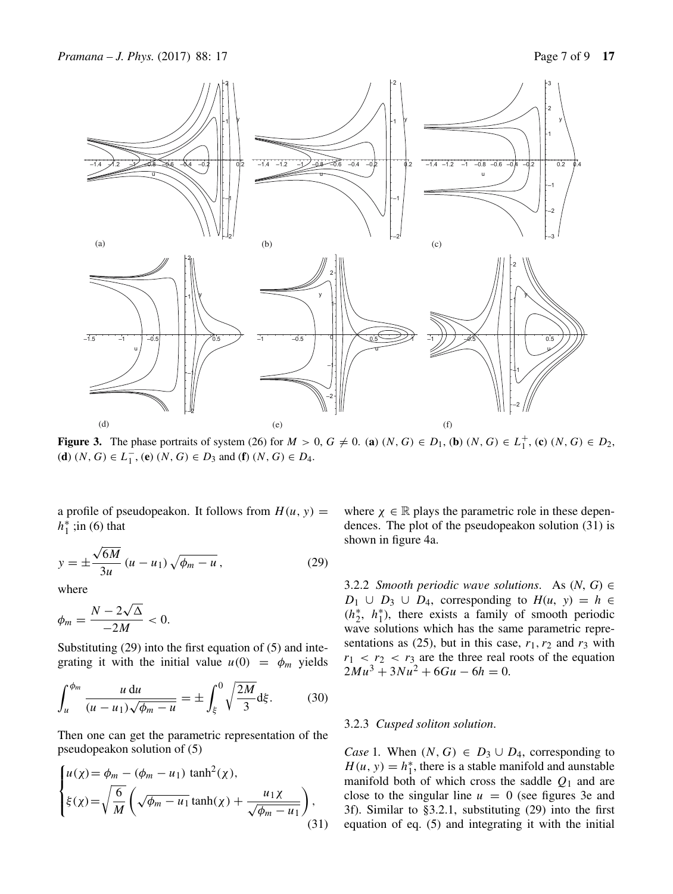**Figure 3.** The phase portraits of system (26) for $M > 0$, $G \neq 0$. (**a**) $(N, G) \in D_1$, (**b**) $(N, G) \in L_1^+$, (**c**) $(N, G) \in D_2$, (**d**) $(N, G) \in L_1^-$, (**e**) $(N, G) \in D_3$ and (**f**) $(N, G) \in D_4$.

a profile of pseudopeakon. It follows from $H(u, y) = h_1^*$ ;in (6) that

$$y = \pm \frac{\sqrt{6M}}{3u} (u - u_1) \sqrt{\phi_m - u}, \tag{29}$$

where

$$\phi_m = \frac{N - 2\sqrt{\Delta}}{-2M} < 0.$$

Substituting (29) into the first equation of (5) and integrating it with the initial value $u(0) = \phi_m$ yields

$$\int_u^{\phi_m} \frac{u\,\mathrm{d}u}{(u - u_1)\sqrt{\phi_m - u}} = \pm \int_\xi^0 \sqrt{\frac{2M}{3}} \mathrm{d}\xi. \tag{30}$$

Then one can get the parametric representation of the pseudopeakon solution of (5)

$$\begin{cases} u(\chi) = \phi_m - (\phi_m - u_1)\tanh^2(\chi), \\ \xi(\chi) = \sqrt{\dfrac{6}{M}} \left( \sqrt{\phi_m - u_1} \tanh(\chi) + \dfrac{u_1 \chi}{\sqrt{\phi_m - u_1}} \right), \end{cases} \tag{31}$$

where $\chi \in \mathbb{R}$ plays the parametric role in these dependences. The plot of the pseudopeakon solution (31) is shown in figure 4a.

3.2.2 *Smooth periodic wave solutions*. As $(N, G) \in D_1 \cup D_3 \cup D_4$, corresponding to $H(u, y) = h \in (h_2^*, h_1^*)$, there exists a family of smooth periodic wave solutions which has the same parametric representations as (25), but in this case, $r_1, r_2$ and $r_3$ with $r_1 < r_2 < r_3$ are the three real roots of the equation $2Mu^3 + 3Nu^2 + 6Gu - 6h = 0$.

3.2.3 *Cusped soliton solution*.

*Case* 1. When $(N, G) \in D_3 \cup D_4$, corresponding to $H(u, y) = h_1^*$, there is a stable manifold and aunstable manifold both of which cross the saddle $Q_1$ and are close to the singular line $u = 0$ (see figures 3e and 3f). Similar to §3.2.1, substituting (29) into the first equation of eq. (5) and integrating it with the initial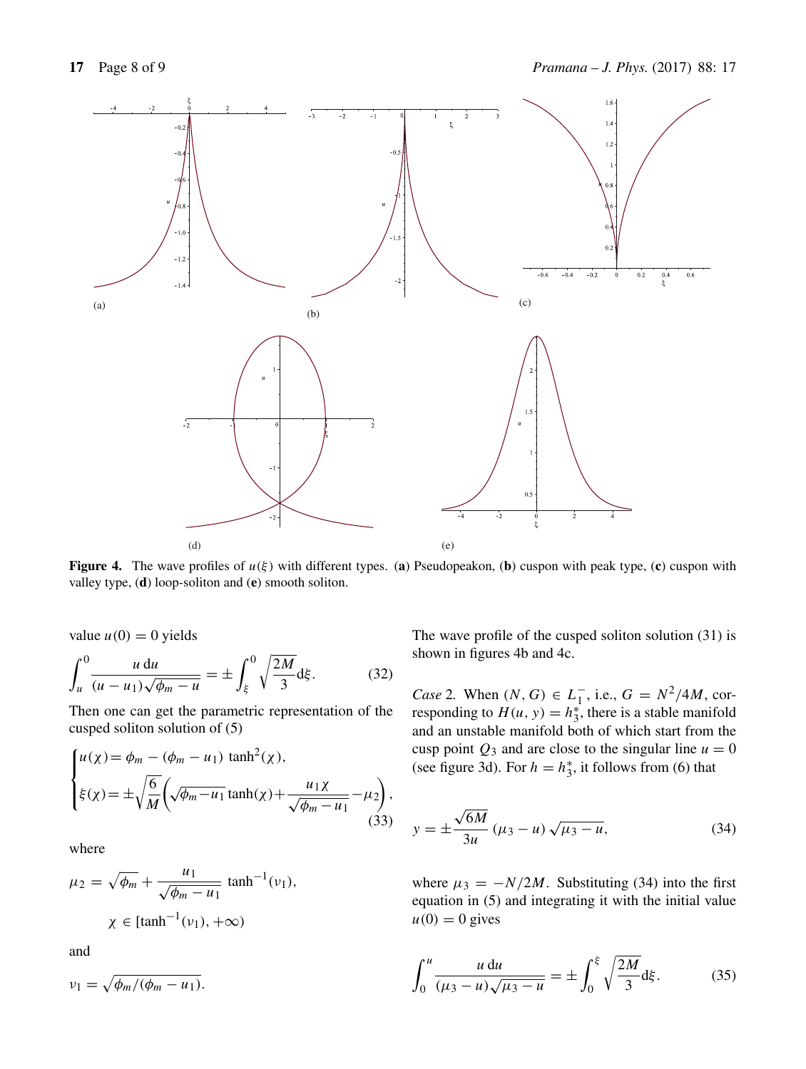**Figure 4.** The wave profiles of $u(\xi)$ with different types. (**a**) Pseudopeakon, (**b**) cuspon with peak type, (**c**) cuspon with valley type, (**d**) loop-soliton and (**e**) smooth soliton.

value $u(0) = 0$ yields

$$\int_u^0 \frac{u\,\mathrm{d}u}{(u - u_1)\sqrt{\phi_m - u}} = \pm \int_\xi^0 \sqrt{\frac{2M}{3}}\mathrm{d}\xi. \tag{32}$$

Then one can get the parametric representation of the cusped soliton solution of (5)

$$\begin{cases} u(\chi) = \phi_m - (\phi_m - u_1)\,\tanh^2(\chi), \\ \xi(\chi) = \pm\sqrt{\dfrac{6}{M}}\left(\sqrt{\phi_m - u_1}\tanh(\chi) + \dfrac{u_1 \chi}{\sqrt{\phi_m - u_1}} - \mu_2\right), \end{cases} \tag{33}$$

where

$$\mu_2 = \sqrt{\phi_m} + \frac{u_1}{\sqrt{\phi_m - u_1}}\,\tanh^{-1}(\nu_1),$$

$$\chi \in [\tanh^{-1}(\nu_1), +\infty)$$

and

$$\nu_1 = \sqrt{\phi_m/(\phi_m - u_1)}.$$

The wave profile of the cusped soliton solution (31) is shown in figures 4b and 4c.

*Case* 2. When $(N, G) \in L_1^-$, i.e., $G = N^2/4M$, corresponding to $H(u, y) = h_3^*$, there is a stable manifold and an unstable manifold both of which start from the cusp point $Q_3$ and are close to the singular line $u = 0$ (see figure 3d). For $h = h_3^*$, it follows from (6) that

$$y = \pm\frac{\sqrt{6M}}{3u}\,(\mu_3 - u)\sqrt{\mu_3 - u}, \tag{34}$$

where $\mu_3 = -N/2M$. Substituting (34) into the first equation in (5) and integrating it with the initial value $u(0) = 0$ gives

$$\int_0^u \frac{u\,\mathrm{d}u}{(\mu_3 - u)\sqrt{\mu_3 - u}} = \pm\int_0^\xi \sqrt{\frac{2M}{3}}\mathrm{d}\xi. \tag{35}$$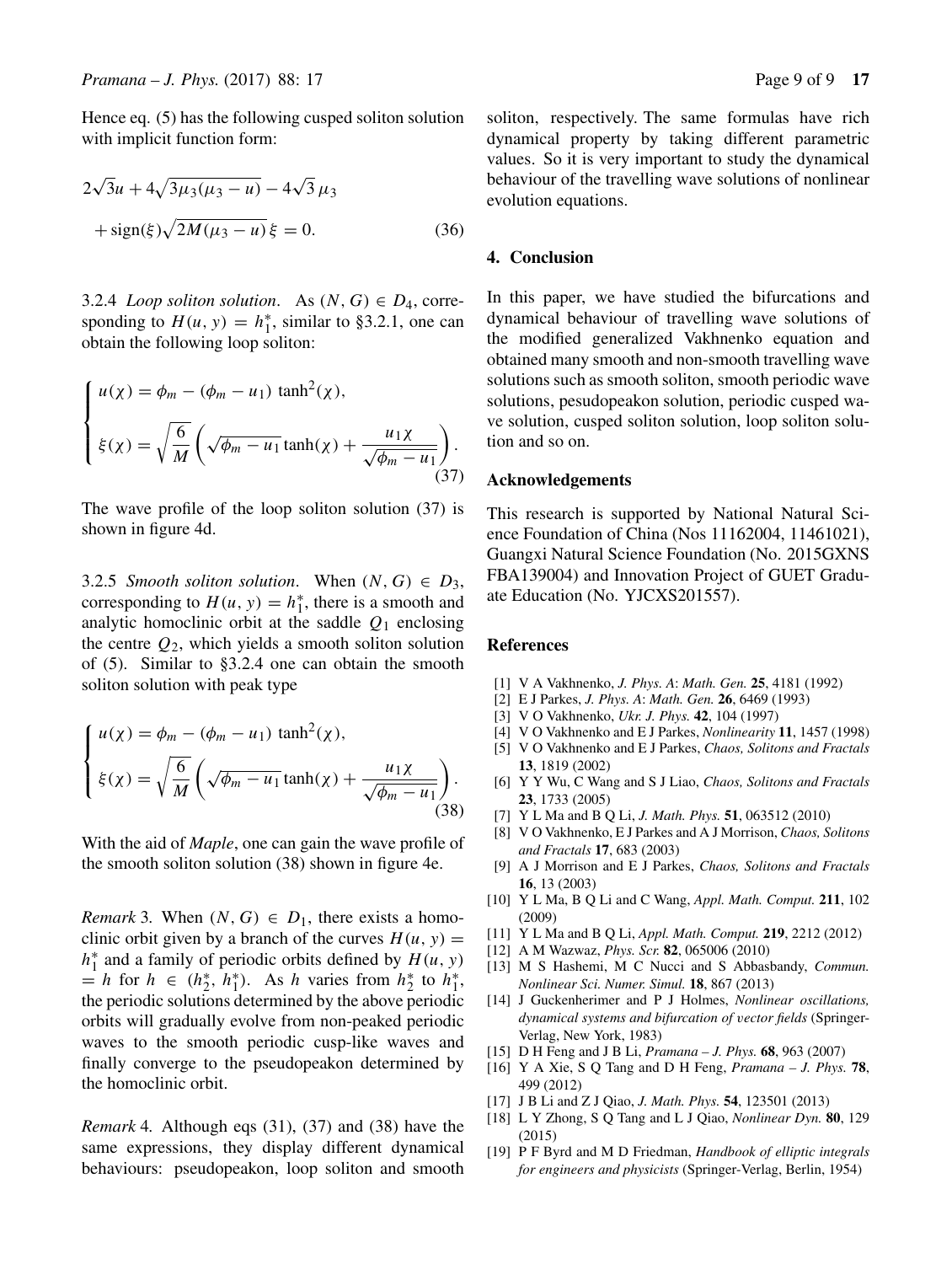Hence eq. (5) has the following cusped soliton solution with implicit function form:

$$
2\sqrt{3}u + 4\sqrt{3\mu_3(\mu_3 - u)} - 4\sqrt{3}\,\mu_3 + \operatorname{sign}(\xi)\sqrt{2M(\mu_3 - u)}\,\xi = 0. \tag{36}
$$

3.2.4 *Loop soliton solution*. As $(N, G) \in D_4$, corresponding to $H(u, y) = h_1^*$, similar to §3.2.1, one can obtain the following loop soliton:

$$
\begin{cases}
u(\chi) = \phi_m - (\phi_m - u_1)\,\tanh^2(\chi), \\[2mm]
\xi(\chi) = \sqrt{\dfrac{6}{M}}\left(\sqrt{\phi_m - u_1}\tanh(\chi) + \dfrac{u_1\chi}{\sqrt{\phi_m - u_1}}\right).
\end{cases} \tag{37}
$$

The wave profile of the loop soliton solution (37) is shown in figure 4d.

3.2.5 *Smooth soliton solution*. When $(N, G) \in D_3$, corresponding to $H(u, y) = h_1^*$, there is a smooth and analytic homoclinic orbit at the saddle $Q_1$ enclosing the centre $Q_2$, which yields a smooth soliton solution of (5). Similar to §3.2.4 one can obtain the smooth soliton solution with peak type

$$
\begin{cases}
u(\chi) = \phi_m - (\phi_m - u_1)\,\tanh^2(\chi), \\[2mm]
\xi(\chi) = \sqrt{\dfrac{6}{M}}\left(\sqrt{\phi_m - u_1}\tanh(\chi) + \dfrac{u_1\chi}{\sqrt{\phi_m - u_1}}\right).
\end{cases} \tag{38}
$$

With the aid of *Maple*, one can gain the wave profile of the smooth soliton solution (38) shown in figure 4e.

*Remark* 3. When $(N, G) \in D_1$, there exists a homoclinic orbit given by a branch of the curves $H(u, y) = h_1^*$ and a family of periodic orbits defined by $H(u, y) = h$ for $h \in (h_2^*, h_1^*)$. As $h$ varies from $h_2^*$ to $h_1^*$, the periodic solutions determined by the above periodic orbits will gradually evolve from non-peaked periodic waves to the smooth periodic cusp-like waves and finally converge to the pseudopeakon determined by the homoclinic orbit.

*Remark* 4. Although eqs (31), (37) and (38) have the same expressions, they display different dynamical behaviours: pseudopeakon, loop soliton and smooth soliton, respectively. The same formulas have rich dynamical property by taking different parametric values. So it is very important to study the dynamical behaviour of the travelling wave solutions of nonlinear evolution equations.

## 4. Conclusion

In this paper, we have studied the bifurcations and dynamical behaviour of travelling wave solutions of the modified generalized Vakhnenko equation and obtained many smooth and non-smooth travelling wave solutions such as smooth soliton, smooth periodic wave solutions, pesudopeakon solution, periodic cusped wave solution, cusped soliton solution, loop soliton solution and so on.

## Acknowledgements

This research is supported by National Natural Science Foundation of China (Nos 11162004, 11461021), Guangxi Natural Science Foundation (No. 2015GXNS FBA139004) and Innovation Project of GUET Graduate Education (No. YJCXS201557).

## References

[1] V A Vakhnenko, *J. Phys. A: Math. Gen.* **25**, 4181 (1992)
[2] E J Parkes, *J. Phys. A: Math. Gen.* **26**, 6469 (1993)
[3] V O Vakhnenko, *Ukr. J. Phys.* **42**, 104 (1997)
[4] V O Vakhnenko and E J Parkes, *Nonlinearity* **11**, 1457 (1998)
[5] V O Vakhnenko and E J Parkes, *Chaos, Solitons and Fractals* **13**, 1819 (2002)
[6] Y Y Wu, C Wang and S J Liao, *Chaos, Solitons and Fractals* **23**, 1733 (2005)
[7] Y L Ma and B Q Li, *J. Math. Phys.* **51**, 063512 (2010)
[8] V O Vakhnenko, E J Parkes and A J Morrison, *Chaos, Solitons and Fractals* **17**, 683 (2003)
[9] A J Morrison and E J Parkes, *Chaos, Solitons and Fractals* **16**, 13 (2003)
[10] Y L Ma, B Q Li and C Wang, *Appl. Math. Comput.* **211**, 102 (2009)
[11] Y L Ma and B Q Li, *Appl. Math. Comput.* **219**, 2212 (2012)
[12] A M Wazwaz, *Phys. Scr.* **82**, 065006 (2010)
[13] M S Hashemi, M C Nucci and S Abbasbandy, *Commun. Nonlinear Sci. Numer. Simul.* **18**, 867 (2013)
[14] J Guckenherimer and P J Holmes, *Nonlinear oscillations, dynamical systems and bifurcation of vector fields* (Springer-Verlag, New York, 1983)
[15] D H Feng and J B Li, *Pramana – J. Phys.* **68**, 963 (2007)
[16] Y A Xie, S Q Tang and D H Feng, *Pramana – J. Phys.* **78**, 499 (2012)
[17] J B Li and Z J Qiao, *J. Math. Phys.* **54**, 123501 (2013)
[18] L Y Zhong, S Q Tang and L J Qiao, *Nonlinear Dyn.* **80**, 129 (2015)
[19] P F Byrd and M D Friedman, *Handbook of elliptic integrals for engineers and physicists* (Springer-Verlag, Berlin, 1954)